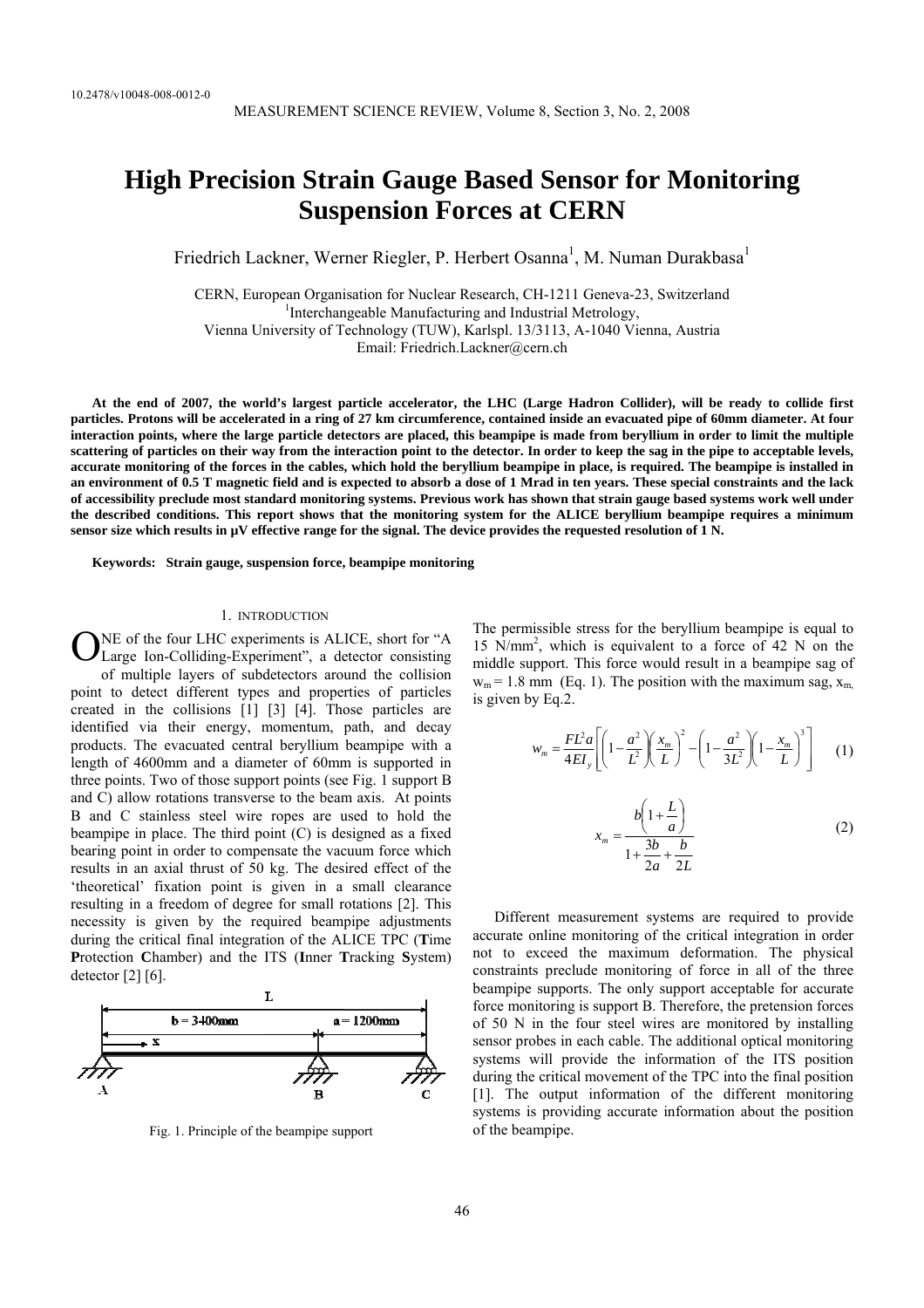10.2478/v10048-008-0012-0

# High Precision Strain Gauge Based Sensor for Monitoring Suspension Forces at CERN

Friedrich Lackner, Werner Riegler, P. Herbert Osanna[1], M. Numan Durakbasa[1]

CERN, European Organisation for Nuclear Research, CH-1211 Geneva-23, Switzerland
[1]Interchangeable Manufacturing and Industrial Metrology,
Vienna University of Technology (TUW), Karlspl. 13/3113, A-1040 Vienna, Austria
Email: Friedrich.Lackner@cern.ch

**At the end of 2007, the world's largest particle accelerator, the LHC (Large Hadron Collider), will be ready to collide first particles. Protons will be accelerated in a ring of 27 km circumference, contained inside an evacuated pipe of 60mm diameter. At four interaction points, where the large particle detectors are placed, this beampipe is made from beryllium in order to limit the multiple scattering of particles on their way from the interaction point to the detector. In order to keep the sag in the pipe to acceptable levels, accurate monitoring of the forces in the cables, which hold the beryllium beampipe in place, is required. The beampipe is installed in an environment of 0.5 T magnetic field and is expected to absorb a dose of 1 Mrad in ten years. These special constraints and the lack of accessibility preclude most standard monitoring systems. Previous work has shown that strain gauge based systems work well under the described conditions. This report shows that the monitoring system for the ALICE beryllium beampipe requires a minimum sensor size which results in µV effective range for the signal. The device provides the requested resolution of 1 N.**

**Keywords: Strain gauge, suspension force, beampipe monitoring**

## 1. INTRODUCTION

ONE of the four LHC experiments is ALICE, short for "A Large Ion-Colliding-Experiment", a detector consisting of multiple layers of subdetectors around the collision point to detect different types and properties of particles created in the collisions [1] [3] [4]. Those particles are identified via their energy, momentum, path, and decay products. The evacuated central beryllium beampipe with a length of 4600mm and a diameter of 60mm is supported in three points. Two of those support points (see Fig. 1 support B and C) allow rotations transverse to the beam axis. At points B and C stainless steel wire ropes are used to hold the beampipe in place. The third point (C) is designed as a fixed bearing point in order to compensate the vacuum force which results in an axial thrust of 50 kg. The desired effect of the 'theoretical' fixation point is given in a small clearance resulting in a freedom of degree for small rotations [2]. This necessity is given by the required beampipe adjustments during the critical final integration of the ALICE TPC (**T**ime **P**rotection **C**hamber) and the ITS (**I**nner **T**racking **S**ystem) detector [2] [6].

Fig. 1. Principle of the beampipe support

The permissible stress for the beryllium beampipe is equal to 15 N/mm$^2$, which is equivalent to a force of 42 N on the middle support. This force would result in a beampipe sag of $w_m = 1.8$ mm (Eq. 1). The position with the maximum sag, $x_m$, is given by Eq.2.

$$w_m = \frac{FL^2 a}{4EI_y}\left[\left(1-\frac{a^2}{L^2}\right)\left(\frac{x_m}{L}\right)^2 - \left(1-\frac{a^2}{3L^2}\right)\left(1-\frac{x_m}{L}\right)^3\right] \quad (1)$$

$$x_m = \frac{b\left(1+\frac{L}{a}\right)}{1+\frac{3b}{2a}+\frac{b}{2L}} \quad (2)$$

Different measurement systems are required to provide accurate online monitoring of the critical integration in order not to exceed the maximum deformation. The physical constraints preclude monitoring of force in all of the three beampipe supports. The only support acceptable for accurate force monitoring is support B. Therefore, the pretension forces of 50 N in the four steel wires are monitored by installing sensor probes in each cable. The additional optical monitoring systems will provide the information of the ITS position during the critical movement of the TPC into the final position [1]. The output information of the different monitoring systems is providing accurate information about the position of the beampipe.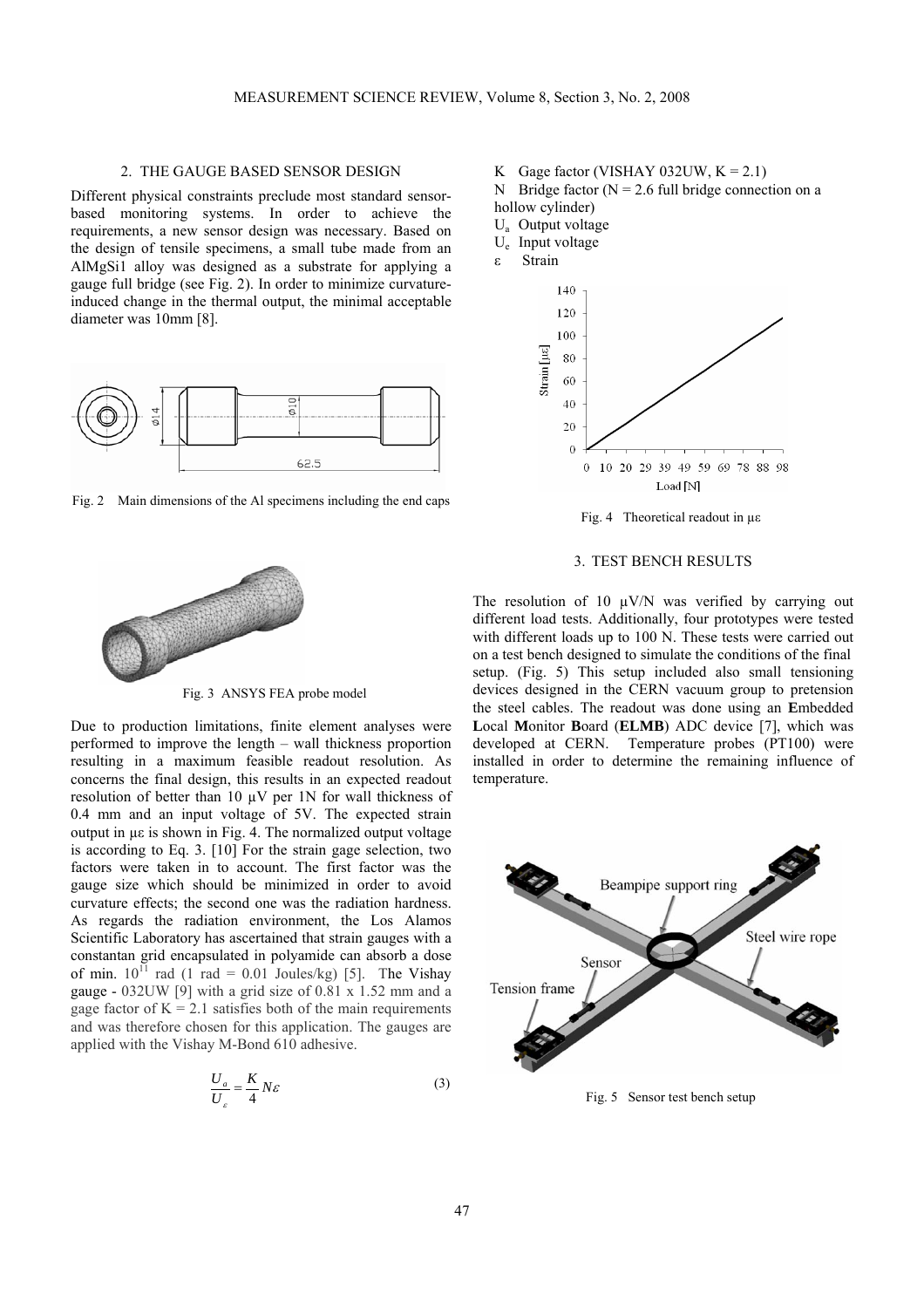## 2. THE GAUGE BASED SENSOR DESIGN

Different physical constraints preclude most standard sensor-based monitoring systems. In order to achieve the requirements, a new sensor design was necessary. Based on the design of tensile specimens, a small tube made from an AlMgSi1 alloy was designed as a substrate for applying a gauge full bridge (see Fig. 2). In order to minimize curvature-induced change in the thermal output, the minimal acceptable diameter was 10mm [8].

Fig. 2 Main dimensions of the Al specimens including the end caps

Fig. 3 ANSYS FEA probe model

Due to production limitations, finite element analyses were performed to improve the length – wall thickness proportion resulting in a maximum feasible readout resolution. As concerns the final design, this results in an expected readout resolution of better than 10 µV per 1N for wall thickness of 0.4 mm and an input voltage of 5V. The expected strain output in µε is shown in Fig. 4. The normalized output voltage is according to Eq. 3. [10] For the strain gage selection, two factors were taken in to account. The first factor was the gauge size which should be minimized in order to avoid curvature effects; the second one was the radiation hardness. As regards the radiation environment, the Los Alamos Scientific Laboratory has ascertained that strain gauges with a constantan grid encapsulated in polyamide can absorb a dose of min. $10^{11}$ rad (1 rad = 0.01 Joules/kg) [5]. The Vishay gauge - 032UW [9] with a grid size of 0.81 x 1.52 mm and a gage factor of K = 2.1 satisfies both of the main requirements and was therefore chosen for this application. The gauges are applied with the Vishay M-Bond 610 adhesive.

$$\frac{U_a}{U_\varepsilon} = \frac{K}{4} N\varepsilon \tag{3}$$

K Gage factor (VISHAY 032UW, K = 2.1)
N Bridge factor (N = 2.6 full bridge connection on a hollow cylinder)
$U_a$ Output voltage
$U_e$ Input voltage
$\varepsilon$ Strain

Fig. 4 Theoretical readout in µε

## 3. TEST BENCH RESULTS

The resolution of 10 µV/N was verified by carrying out different load tests. Additionally, four prototypes were tested with different loads up to 100 N. These tests were carried out on a test bench designed to simulate the conditions of the final setup. (Fig. 5) This setup included also small tensioning devices designed in the CERN vacuum group to pretension the steel cables. The readout was done using an **E**mbedded **L**ocal **M**onitor **B**oard (**ELMB**) ADC device [7], which was developed at CERN. Temperature probes (PT100) were installed in order to determine the remaining influence of temperature.

Fig. 5 Sensor test bench setup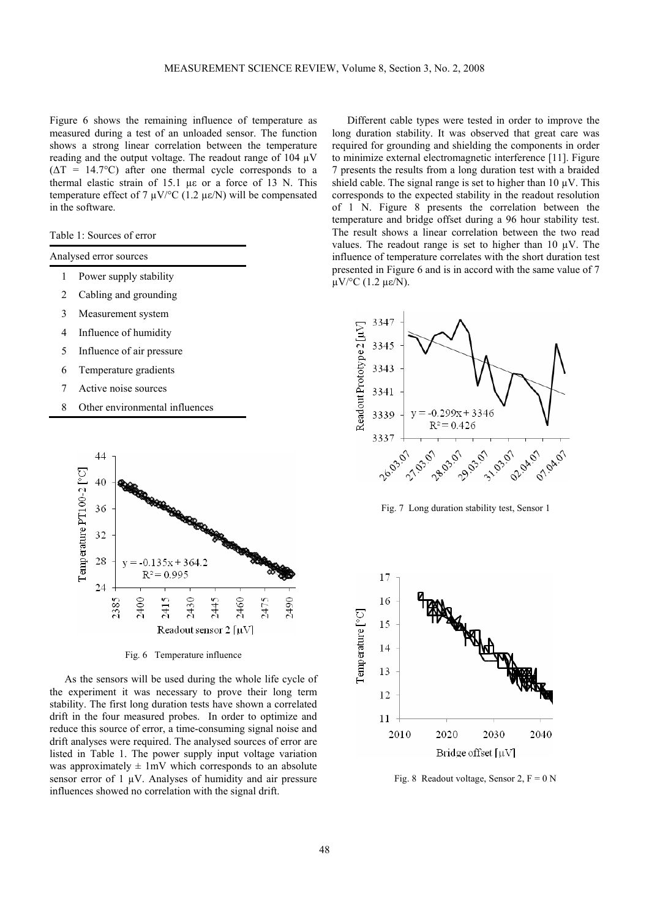Figure 6 shows the remaining influence of temperature as measured during a test of an unloaded sensor. The function shows a strong linear correlation between the temperature reading and the output voltage. The readout range of 104 μV ($\Delta T$ = 14.7°C) after one thermal cycle corresponds to a thermal elastic strain of 15.1 με or a force of 13 N. This temperature effect of 7 μV/°C (1.2 με/N) will be compensated in the software.

Table 1: Sources of error

| | Analysed error sources |
|---|---|
| 1 | Power supply stability |
| 2 | Cabling and grounding |
| 3 | Measurement system |
| 4 | Influence of humidity |
| 5 | Influence of air pressure |
| 6 | Temperature gradients |
| 7 | Active noise sources |
| 8 | Other environmental influences |

Fig. 6 Temperature influence

As the sensors will be used during the whole life cycle of the experiment it was necessary to prove their long term stability. The first long duration tests have shown a correlated drift in the four measured probes. In order to optimize and reduce this source of error, a time-consuming signal noise and drift analyses were required. The analysed sources of error are listed in Table 1. The power supply input voltage variation was approximately ± 1mV which corresponds to an absolute sensor error of 1 μV. Analyses of humidity and air pressure influences showed no correlation with the signal drift.

Different cable types were tested in order to improve the long duration stability. It was observed that great care was required for grounding and shielding the components in order to minimize external electromagnetic interference [11]. Figure 7 presents the results from a long duration test with a braided shield cable. The signal range is set to higher than 10 μV. This corresponds to the expected stability in the readout resolution of 1 N. Figure 8 presents the correlation between the temperature and bridge offset during a 96 hour stability test. The result shows a linear correlation between the two read values. The readout range is set to higher than 10 μV. The influence of temperature correlates with the short duration test presented in Figure 6 and is in accord with the same value of 7 μV/°C (1.2 με/N).

Fig. 7 Long duration stability test, Sensor 1

Fig. 8 Readout voltage, Sensor 2, F = 0 N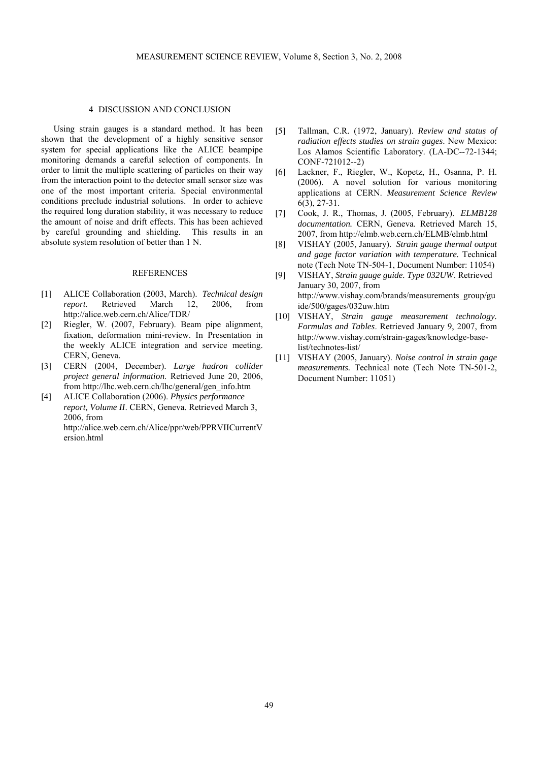## 4 DISCUSSION AND CONCLUSION

Using strain gauges is a standard method. It has been shown that the development of a highly sensitive sensor system for special applications like the ALICE beampipe monitoring demands a careful selection of components. In order to limit the multiple scattering of particles on their way from the interaction point to the detector small sensor size was one of the most important criteria. Special environmental conditions preclude industrial solutions. In order to achieve the required long duration stability, it was necessary to reduce the amount of noise and drift effects. This has been achieved by careful grounding and shielding. This results in an absolute system resolution of better than 1 N.

## REFERENCES

[1] ALICE Collaboration (2003, March). *Technical design report.* Retrieved March 12, 2006, from http://alice.web.cern.ch/Alice/TDR/

[2] Riegler, W. (2007, February). Beam pipe alignment, fixation, deformation mini-review. In Presentation in the weekly ALICE integration and service meeting. CERN, Geneva.

[3] CERN (2004, December). *Large hadron collider project general information.* Retrieved June 20, 2006, from http://lhc.web.cern.ch/lhc/general/gen_info.htm

[4] ALICE Collaboration (2006). *Physics performance report, Volume II*. CERN, Geneva. Retrieved March 3, 2006, from http://alice.web.cern.ch/Alice/ppr/web/PPRVIICurrentVersion.html

[5] Tallman, C.R. (1972, January). *Review and status of radiation effects studies on strain gages*. New Mexico: Los Alamos Scientific Laboratory. (LA-DC--72-1344; CONF-721012--2)

[6] Lackner, F., Riegler, W., Kopetz, H., Osanna, P. H. (2006). A novel solution for various monitoring applications at CERN. *Measurement Science Review* 6(3), 27-31.

[7] Cook, J. R., Thomas, J. (2005, February). *ELMB128 documentation.* CERN, Geneva. Retrieved March 15, 2007, from http://elmb.web.cern.ch/ELMB/elmb.html

[8] VISHAY (2005, January). *Strain gauge thermal output and gage factor variation with temperature.* Technical note (Tech Note TN-504-1, Document Number: 11054)

[9] VISHAY, *Strain gauge guide. Type 032UW*. Retrieved January 30, 2007, from http://www.vishay.com/brands/measurements_group/guide/500/gages/032uw.htm

[10] VISHAY, *Strain gauge measurement technology. Formulas and Tables*. Retrieved January 9, 2007, from http://www.vishay.com/strain-gages/knowledge-base-list/technotes-list/

[11] VISHAY (2005, January). *Noise control in strain gage measurements.* Technical note (Tech Note TN-501-2, Document Number: 11051)